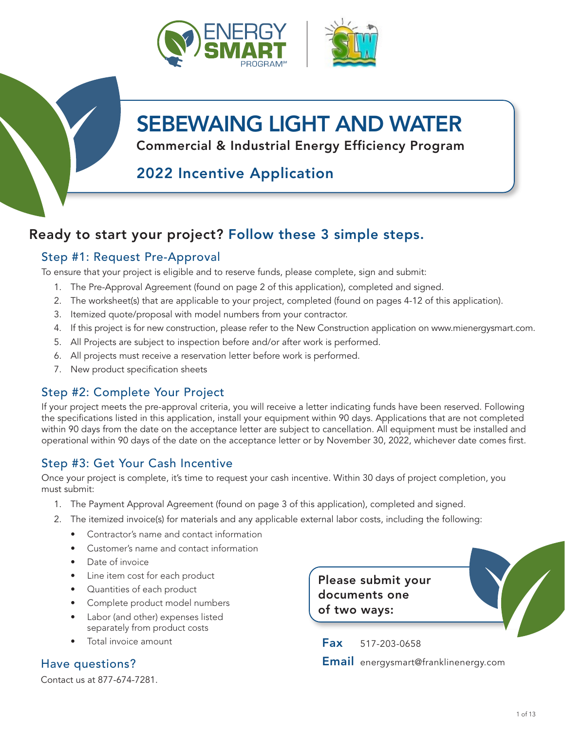# SEBEWAING LIGHT AND WATER

**Commercial & Industrial Energy Efficiency Program**

## 2022 Incentive Application

## Ready to start your project? Follow these 3 simple steps.

### Step #1: Request Pre-Approval

To ensure that your project is eligible and to reserve funds, please complete, sign and submit:

1. The Pre-Approval Agreement (found on page 2 of this application), completed and signed.
2. The worksheet(s) that are applicable to your project, completed (found on pages 4-12 of this application).
3. Itemized quote/proposal with model numbers from your contractor.
4. If this project is for new construction, please refer to the New Construction application on www.mienergysmart.com.
5. All Projects are subject to inspection before and/or after work is performed.
6. All projects must receive a reservation letter before work is performed.
7. New product specification sheets

### Step #2: Complete Your Project

If your project meets the pre-approval criteria, you will receive a letter indicating funds have been reserved. Following the specifications listed in this application, install your equipment within 90 days. Applications that are not completed within 90 days from the date on the acceptance letter are subject to cancellation. All equipment must be installed and operational within 90 days of the date on the acceptance letter or by November 30, 2022, whichever date comes first.

### Step #3: Get Your Cash Incentive

Once your project is complete, it's time to request your cash incentive. Within 30 days of project completion, you must submit:

1. The Payment Approval Agreement (found on page 3 of this application), completed and signed.
2. The itemized invoice(s) for materials and any applicable external labor costs, including the following:
   - Contractor's name and contact information
   - Customer's name and contact information
   - Date of invoice
   - Line item cost for each product
   - Quantities of each product
   - Complete product model numbers
   - Labor (and other) expenses listed separately from product costs
   - Total invoice amount

### Have questions?

Contact us at 877-674-7281.

**Please submit your documents one of two ways:**

**Fax** 517-203-0658

**Email** energysmart@franklinenergy.com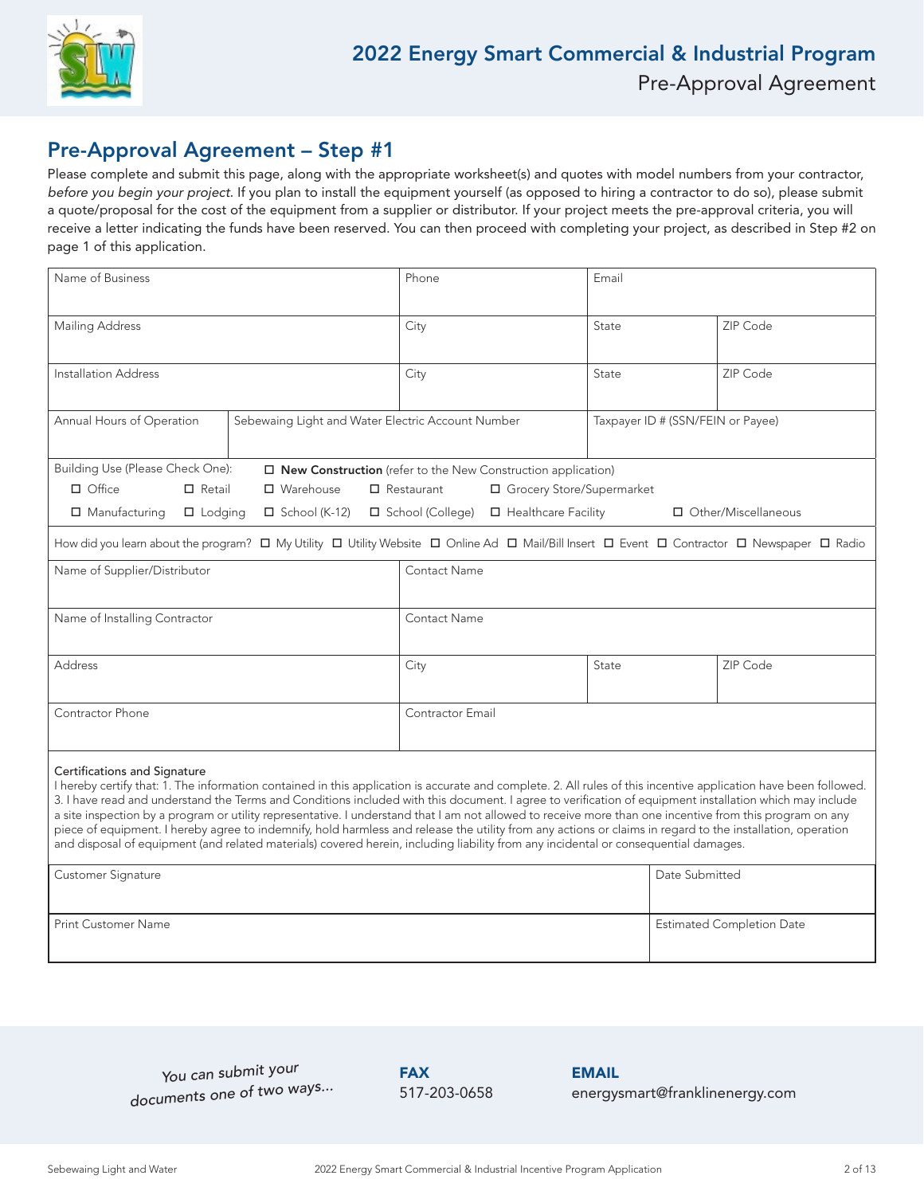# 2022 Energy Smart Commercial & Industrial Program

Pre-Approval Agreement

## Pre-Approval Agreement – Step #1

Please complete and submit this page, along with the appropriate worksheet(s) and quotes with model numbers from your contractor, *before you begin your project*. If you plan to install the equipment yourself (as opposed to hiring a contractor to do so), please submit a quote/proposal for the cost of the equipment from a supplier or distributor. If your project meets the pre-approval criteria, you will receive a letter indicating the funds have been reserved. You can then proceed with completing your project, as described in Step #2 on page 1 of this application.

| Name of Business | Phone | Email | |
|---|---|---|---|
| Mailing Address | City | State | ZIP Code |
| Installation Address | City | State | ZIP Code |

| Annual Hours of Operation | Sebewaing Light and Water Electric Account Number | Taxpayer ID # (SSN/FEIN or Payee) |
|---|---|---|
| | | |

Building Use (Please Check One): ☐ **New Construction** (refer to the New Construction application)

☐ Office ☐ Retail ☐ Warehouse ☐ Restaurant ☐ Grocery Store/Supermarket

☐ Manufacturing ☐ Lodging ☐ School (K-12) ☐ School (College) ☐ Healthcare Facility ☐ Other/Miscellaneous

How did you learn about the program? ☐ My Utility ☐ Utility Website ☐ Online Ad ☐ Mail/Bill Insert ☐ Event ☐ Contractor ☐ Newspaper ☐ Radio

| Name of Supplier/Distributor | Contact Name | | |
|---|---|---|---|
| Name of Installing Contractor | Contact Name | | |
| Address | City | State | ZIP Code |
| Contractor Phone | Contractor Email | | |

**Certifications and Signature**

I hereby certify that: 1. The information contained in this application is accurate and complete. 2. All rules of this incentive application have been followed. 3. I have read and understand the Terms and Conditions included with this document. I agree to verification of equipment installation which may include a site inspection by a program or utility representative. I understand that I am not allowed to receive more than one incentive from this program on any piece of equipment. I hereby agree to indemnify, hold harmless and release the utility from any actions or claims in regard to the installation, operation and disposal of equipment (and related materials) covered herein, including liability from any incidental or consequential damages.

| Customer Signature | Date Submitted |
|---|---|
| Print Customer Name | Estimated Completion Date |

*You can submit your documents one of two ways...*

**FAX**
517-203-0658

**EMAIL**
energysmart@franklinenergy.com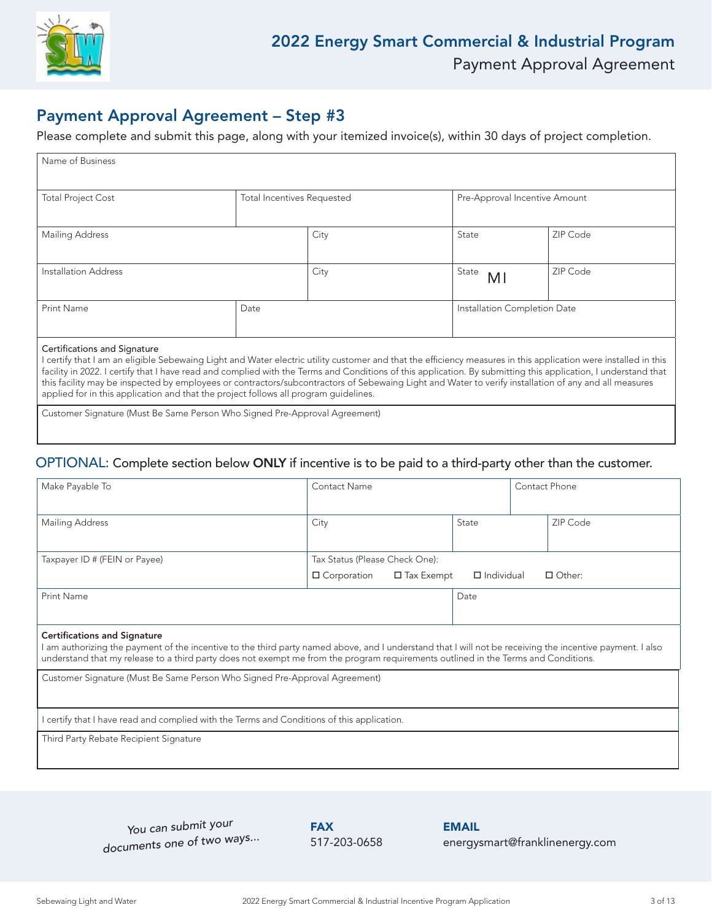# 2022 Energy Smart Commercial & Industrial Program

Payment Approval Agreement

## Payment Approval Agreement – Step #3

Please complete and submit this page, along with your itemized invoice(s), within 30 days of project completion.

| Name of Business | | | |
|---|---|---|---|
| Total Project Cost | Total Incentives Requested | Pre-Approval Incentive Amount | |
| Mailing Address | City | State | ZIP Code |
| Installation Address | City | State MI | ZIP Code |
| Print Name | Date | Installation Completion Date | |

**Certifications and Signature**

I certify that I am an eligible Sebewaing Light and Water electric utility customer and that the efficiency measures in this application were installed in this facility in 2022. I certify that I have read and complied with the Terms and Conditions of this application. By submitting this application, I understand that this facility may be inspected by employees or contractors/subcontractors of Sebewaing Light and Water to verify installation of any and all measures applied for in this application and that the project follows all program guidelines.

Customer Signature (Must Be Same Person Who Signed Pre-Approval Agreement)

### OPTIONAL: Complete section below **ONLY** if incentive is to be paid to a third-party other than the customer.

| Make Payable To | Contact Name | Contact Phone | |
|---|---|---|---|
| Mailing Address | City | State | ZIP Code |
| Taxpayer ID # (FEIN or Payee) | Tax Status (Please Check One): ☐ Corporation ☐ Tax Exempt ☐ Individual ☐ Other: | | |
| Print Name | Date | | |

**Certifications and Signature**

I am authorizing the payment of the incentive to the third party named above, and I understand that I will not be receiving the incentive payment. I also understand that my release to a third party does not exempt me from the program requirements outlined in the Terms and Conditions.

Customer Signature (Must Be Same Person Who Signed Pre-Approval Agreement)

I certify that I have read and complied with the Terms and Conditions of this application.

Third Party Rebate Recipient Signature

You can submit your documents one of two ways...

**FAX**
517-203-0658

**EMAIL**
energysmart@franklinenergy.com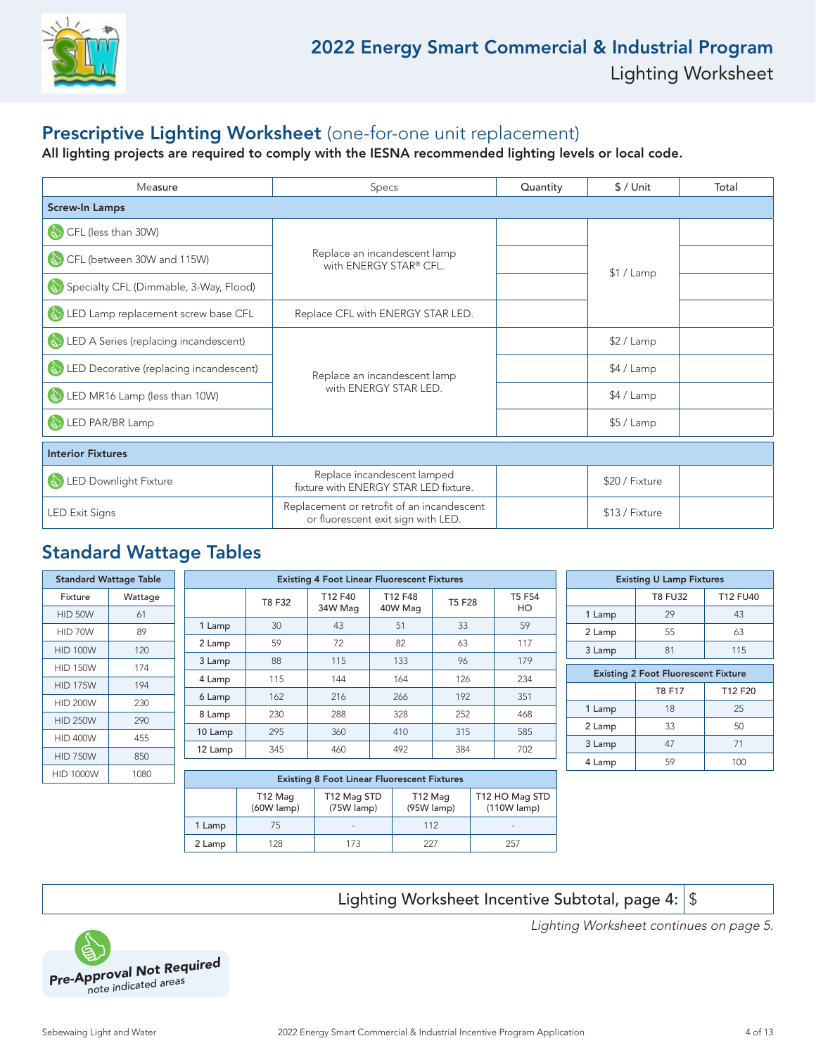# 2022 Energy Smart Commercial & Industrial Program

Lighting Worksheet

## Prescriptive Lighting Worksheet (one-for-one unit replacement)

**All lighting projects are required to comply with the IESNA recommended lighting levels or local code.**

| Measure | Specs | Quantity | $ / Unit | Total |
|---|---|---|---|---|
| **Screw-In Lamps** | | | | |
| CFL (less than 30W) | Replace an incandescent lamp with ENERGY STAR® CFL. | | $1 / Lamp | |
| CFL (between 30W and 115W) | | | | |
| Specialty CFL (Dimmable, 3-Way, Flood) | | | | |
| LED Lamp replacement screw base CFL | Replace CFL with ENERGY STAR LED. | | | |
| LED A Series (replacing incandescent) | Replace an incandescent lamp with ENERGY STAR LED. | | $2 / Lamp | |
| LED Decorative (replacing incandescent) | | | $4 / Lamp | |
| LED MR16 Lamp (less than 10W) | | | $4 / Lamp | |
| LED PAR/BR Lamp | | | $5 / Lamp | |
| **Interior Fixtures** | | | | |
| LED Downlight Fixture | Replace incandescent lamped fixture with ENERGY STAR LED fixture. | | $20 / Fixture | |
| LED Exit Signs | Replacement or retrofit of an incandescent or fluorescent exit sign with LED. | | $13 / Fixture | |

## Standard Wattage Tables

| Standard Wattage Table | |
|---|---|
| Fixture | Wattage |
| HID 50W | 61 |
| HID 70W | 89 |
| HID 100W | 120 |
| HID 150W | 174 |
| HID 175W | 194 |
| HID 200W | 230 |
| HID 250W | 290 |
| HID 400W | 455 |
| HID 750W | 850 |
| HID 1000W | 1080 |

| Existing 4 Foot Linear Fluorescent Fixtures | | | | | |
|---|---|---|---|---|---|
| | T8 F32 | T12 F40 34W Mag | T12 F48 40W Mag | T5 F28 | T5 F54 HO |
| 1 Lamp | 30 | 43 | 51 | 33 | 59 |
| 2 Lamp | 59 | 72 | 82 | 63 | 117 |
| 3 Lamp | 88 | 115 | 133 | 96 | 179 |
| 4 Lamp | 115 | 144 | 164 | 126 | 234 |
| 6 Lamp | 162 | 216 | 266 | 192 | 351 |
| 8 Lamp | 230 | 288 | 328 | 252 | 468 |
| 10 Lamp | 295 | 360 | 410 | 315 | 585 |
| 12 Lamp | 345 | 460 | 492 | 384 | 702 |

| Existing 8 Foot Linear Fluorescent Fixtures | | | | |
|---|---|---|---|---|
| | T12 Mag (60W lamp) | T12 Mag STD (75W lamp) | T12 Mag (95W lamp) | T12 HO Mag STD (110W lamp) |
| 1 Lamp | 75 | - | 112 | - |
| 2 Lamp | 128 | 173 | 227 | 257 |

| Existing U Lamp Fixtures | | |
|---|---|---|
| | T8 FU32 | T12 FU40 |
| 1 Lamp | 29 | 43 |
| 2 Lamp | 55 | 63 |
| 3 Lamp | 81 | 115 |

| Existing 2 Foot Fluorescent Fixture | | |
|---|---|---|
| | T8 F17 | T12 F20 |
| 1 Lamp | 18 | 25 |
| 2 Lamp | 33 | 50 |
| 3 Lamp | 47 | 71 |
| 4 Lamp | 59 | 100 |

| Lighting Worksheet Incentive Subtotal, page 4: | $ |
|---|---|

*Lighting Worksheet continues on page 5.*

**Pre-Approval Not Required** note indicated areas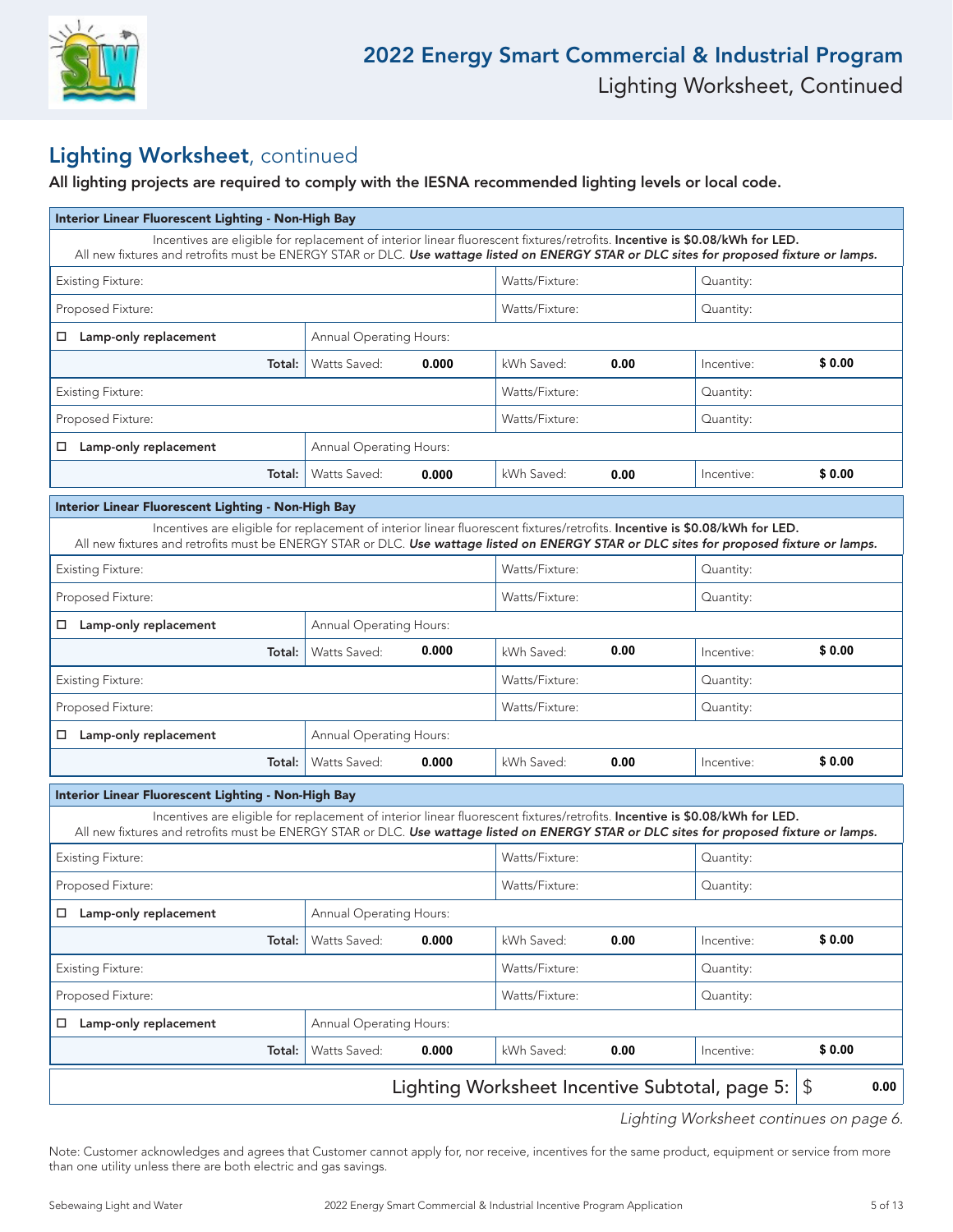## Lighting Worksheet, continued

**All lighting projects are required to comply with the IESNA recommended lighting levels or local code.**

| **Interior Linear Fluorescent Lighting - Non-High Bay** | | | | | |
|---|---|---|---|---|---|
| Incentives are eligible for replacement of interior linear fluorescent fixtures/retrofits. **Incentive is $0.08/kWh for LED.** All new fixtures and retrofits must be ENERGY STAR or DLC. ***Use wattage listed on ENERGY STAR or DLC sites for proposed fixture or lamps.*** | | | | | |
| Existing Fixture: | | | Watts/Fixture: | | Quantity: |
| Proposed Fixture: | | | Watts/Fixture: | | Quantity: |
| ☐ **Lamp-only replacement** | Annual Operating Hours: | | | | |
| **Total:** | Watts Saved: | **0.000** | kWh Saved: **0.00** | Incentive: | **$ 0.00** |
| Existing Fixture: | | | Watts/Fixture: | | Quantity: |
| Proposed Fixture: | | | Watts/Fixture: | | Quantity: |
| ☐ **Lamp-only replacement** | Annual Operating Hours: | | | | |
| **Total:** | Watts Saved: | **0.000** | kWh Saved: **0.00** | Incentive: | **$ 0.00** |

| **Interior Linear Fluorescent Lighting - Non-High Bay** | | | | | |
|---|---|---|---|---|---|
| Incentives are eligible for replacement of interior linear fluorescent fixtures/retrofits. **Incentive is $0.08/kWh for LED.** All new fixtures and retrofits must be ENERGY STAR or DLC. ***Use wattage listed on ENERGY STAR or DLC sites for proposed fixture or lamps.*** | | | | | |
| Existing Fixture: | | | Watts/Fixture: | | Quantity: |
| Proposed Fixture: | | | Watts/Fixture: | | Quantity: |
| ☐ **Lamp-only replacement** | Annual Operating Hours: | | | | |
| **Total:** | Watts Saved: | **0.000** | kWh Saved: **0.00** | Incentive: | **$ 0.00** |
| Existing Fixture: | | | Watts/Fixture: | | Quantity: |
| Proposed Fixture: | | | Watts/Fixture: | | Quantity: |
| ☐ **Lamp-only replacement** | Annual Operating Hours: | | | | |
| **Total:** | Watts Saved: | **0.000** | kWh Saved: **0.00** | Incentive: | **$ 0.00** |

| **Interior Linear Fluorescent Lighting - Non-High Bay** | | | | | |
|---|---|---|---|---|---|
| Incentives are eligible for replacement of interior linear fluorescent fixtures/retrofits. **Incentive is $0.08/kWh for LED.** All new fixtures and retrofits must be ENERGY STAR or DLC. ***Use wattage listed on ENERGY STAR or DLC sites for proposed fixture or lamps.*** | | | | | |
| Existing Fixture: | | | Watts/Fixture: | | Quantity: |
| Proposed Fixture: | | | Watts/Fixture: | | Quantity: |
| ☐ **Lamp-only replacement** | Annual Operating Hours: | | | | |
| **Total:** | Watts Saved: | **0.000** | kWh Saved: **0.00** | Incentive: | **$ 0.00** |
| Existing Fixture: | | | Watts/Fixture: | | Quantity: |
| Proposed Fixture: | | | Watts/Fixture: | | Quantity: |
| ☐ **Lamp-only replacement** | Annual Operating Hours: | | | | |
| **Total:** | Watts Saved: | **0.000** | kWh Saved: **0.00** | Incentive: | **$ 0.00** |

| Lighting Worksheet Incentive Subtotal, page 5: | $ **0.00** |
|---|---|

*Lighting Worksheet continues on page 6.*

Note: Customer acknowledges and agrees that Customer cannot apply for, nor receive, incentives for the same product, equipment or service from more than one utility unless there are both electric and gas savings.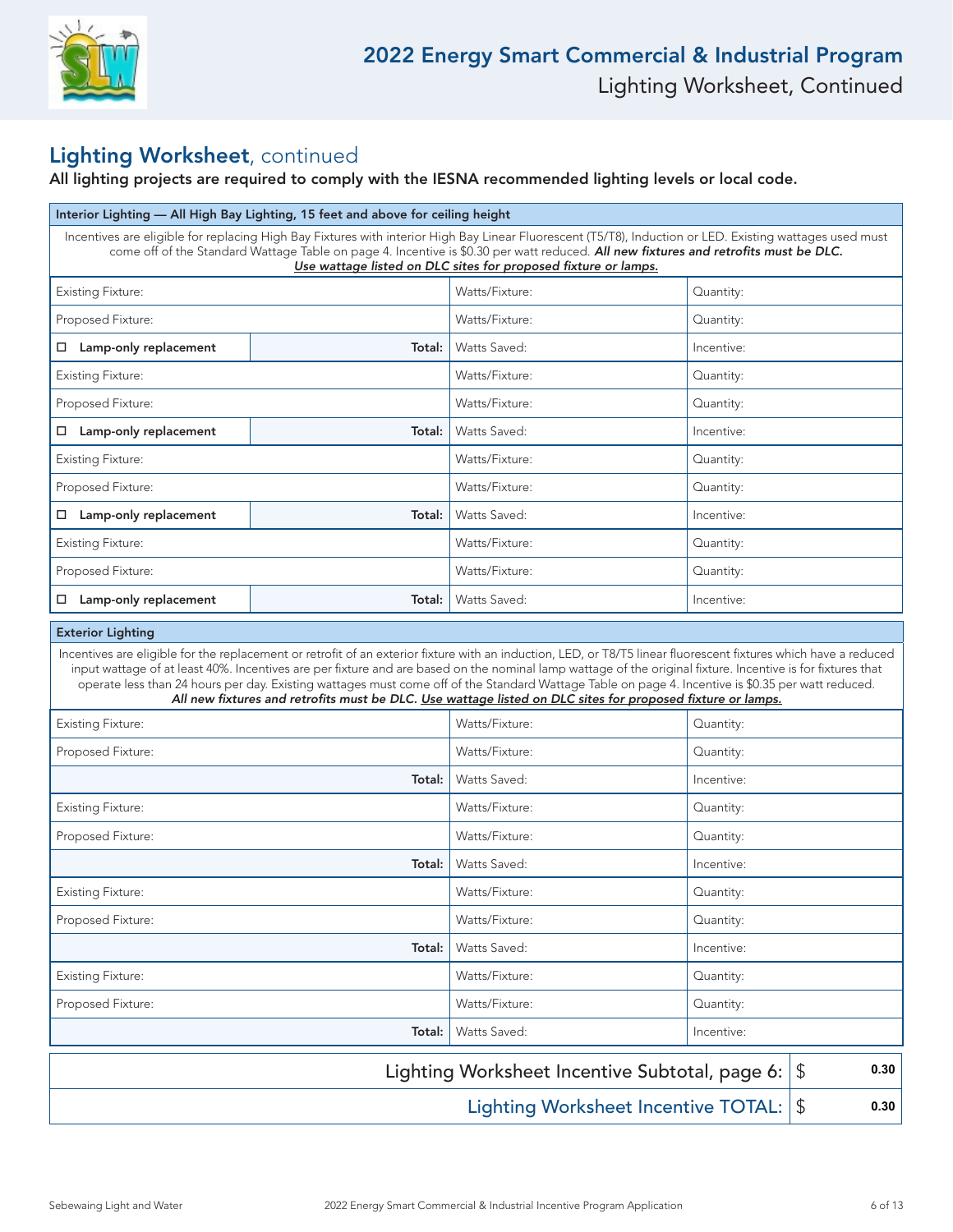## Lighting Worksheet, continued

**All lighting projects are required to comply with the IESNA recommended lighting levels or local code.**

| Interior Lighting — All High Bay Lighting, 15 feet and above for ceiling height | | | |
|---|---|---|---|
| Incentives are eligible for replacing High Bay Fixtures with interior High Bay Linear Fluorescent (T5/T8), Induction or LED. Existing wattages used must come off of the Standard Wattage Table on page 4. Incentive is $0.30 per watt reduced. ***All new fixtures and retrofits must be DLC.*** ***Use wattage listed on DLC sites for proposed fixture or lamps.*** | | | |
| Existing Fixture: | | Watts/Fixture: | Quantity: |
| Proposed Fixture: | | Watts/Fixture: | Quantity: |
| ☐ **Lamp-only replacement** | **Total:** | Watts Saved: | Incentive: |
| Existing Fixture: | | Watts/Fixture: | Quantity: |
| Proposed Fixture: | | Watts/Fixture: | Quantity: |
| ☐ **Lamp-only replacement** | **Total:** | Watts Saved: | Incentive: |
| Existing Fixture: | | Watts/Fixture: | Quantity: |
| Proposed Fixture: | | Watts/Fixture: | Quantity: |
| ☐ **Lamp-only replacement** | **Total:** | Watts Saved: | Incentive: |
| Existing Fixture: | | Watts/Fixture: | Quantity: |
| Proposed Fixture: | | Watts/Fixture: | Quantity: |
| ☐ **Lamp-only replacement** | **Total:** | Watts Saved: | Incentive: |

| Exterior Lighting | | |
|---|---|---|
| Incentives are eligible for the replacement or retrofit of an exterior fixture with an induction, LED, or T8/T5 linear fluorescent fixtures which have a reduced input wattage of at least 40%. Incentives are per fixture and are based on the nominal lamp wattage of the original fixture. Incentive is for fixtures that operate less than 24 hours per day. Existing wattages must come off of the Standard Wattage Table on page 4. Incentive is $0.35 per watt reduced. ***All new fixtures and retrofits must be DLC. Use wattage listed on DLC sites for proposed fixture or lamps.*** | | |
| Existing Fixture: | Watts/Fixture: | Quantity: |
| Proposed Fixture: | Watts/Fixture: | Quantity: |
| **Total:** | Watts Saved: | Incentive: |
| Existing Fixture: | Watts/Fixture: | Quantity: |
| Proposed Fixture: | Watts/Fixture: | Quantity: |
| **Total:** | Watts Saved: | Incentive: |
| Existing Fixture: | Watts/Fixture: | Quantity: |
| Proposed Fixture: | Watts/Fixture: | Quantity: |
| **Total:** | Watts Saved: | Incentive: |
| Existing Fixture: | Watts/Fixture: | Quantity: |
| Proposed Fixture: | Watts/Fixture: | Quantity: |
| **Total:** | Watts Saved: | Incentive: |

| | |
|---|---|
| Lighting Worksheet Incentive Subtotal, page 6: | $ 0.30 |
| Lighting Worksheet Incentive TOTAL: | $ 0.30 |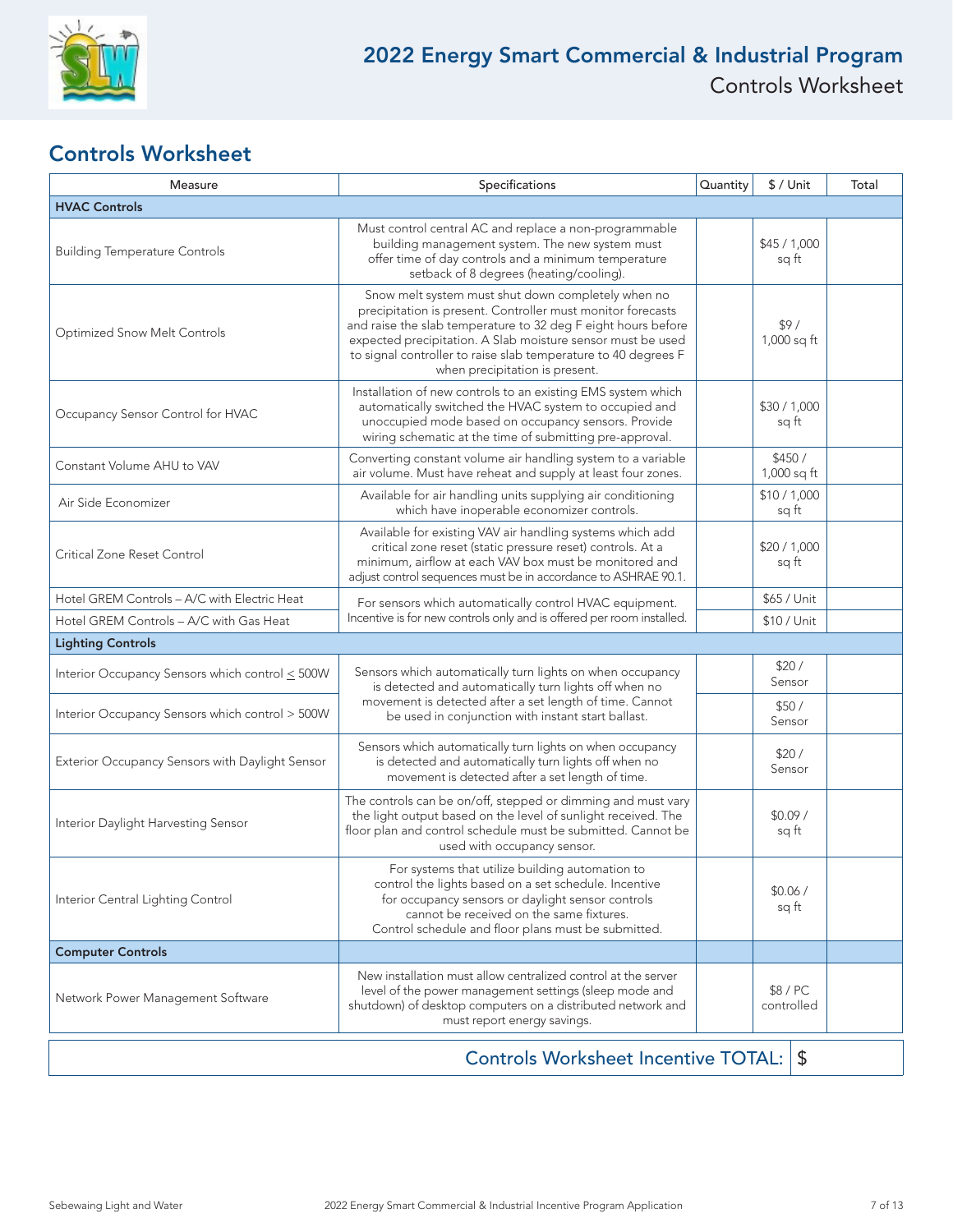# 2022 Energy Smart Commercial & Industrial Program

Controls Worksheet

## Controls Worksheet

| Measure | Specifications | Quantity | $ / Unit | Total |
|---|---|---|---|---|
| **HVAC Controls** | | | | |
| Building Temperature Controls | Must control central AC and replace a non-programmable building management system. The new system must offer time of day controls and a minimum temperature setback of 8 degrees (heating/cooling). | | $45 / 1,000 sq ft | |
| Optimized Snow Melt Controls | Snow melt system must shut down completely when no precipitation is present. Controller must monitor forecasts and raise the slab temperature to 32 deg F eight hours before expected precipitation. A Slab moisture sensor must be used to signal controller to raise slab temperature to 40 degrees F when precipitation is present. | | $9 / 1,000 sq ft | |
| Occupancy Sensor Control for HVAC | Installation of new controls to an existing EMS system which automatically switched the HVAC system to occupied and unoccupied mode based on occupancy sensors. Provide wiring schematic at the time of submitting pre-approval. | | $30 / 1,000 sq ft | |
| Constant Volume AHU to VAV | Converting constant volume air handling system to a variable air volume. Must have reheat and supply at least four zones. | | $450 / 1,000 sq ft | |
| Air Side Economizer | Available for air handling units supplying air conditioning which have inoperable economizer controls. | | $10 / 1,000 sq ft | |
| Critical Zone Reset Control | Available for existing VAV air handling systems which add critical zone reset (static pressure reset) controls. At a minimum, airflow at each VAV box must be monitored and adjust control sequences must be in accordance to ASHRAE 90.1. | | $20 / 1,000 sq ft | |
| Hotel GREM Controls – A/C with Electric Heat | For sensors which automatically control HVAC equipment. Incentive is for new controls only and is offered per room installed. | | $65 / Unit | |
| Hotel GREM Controls – A/C with Gas Heat | | | $10 / Unit | |
| **Lighting Controls** | | | | |
| Interior Occupancy Sensors which control ≤ 500W | Sensors which automatically turn lights on when occupancy is detected and automatically turn lights off when no movement is detected after a set length of time. Cannot be used in conjunction with instant start ballast. | | $20 / Sensor | |
| Interior Occupancy Sensors which control > 500W | | | $50 / Sensor | |
| Exterior Occupancy Sensors with Daylight Sensor | Sensors which automatically turn lights on when occupancy is detected and automatically turn lights off when no movement is detected after a set length of time. | | $20 / Sensor | |
| Interior Daylight Harvesting Sensor | The controls can be on/off, stepped or dimming and must vary the light output based on the level of sunlight received. The floor plan and control schedule must be submitted. Cannot be used with occupancy sensor. | | $0.09 / sq ft | |
| Interior Central Lighting Control | For systems that utilize building automation to control the lights based on a set schedule. Incentive for occupancy sensors or daylight sensor controls cannot be received on the same fixtures. Control schedule and floor plans must be submitted. | | $0.06 / sq ft | |
| **Computer Controls** | | | | |
| Network Power Management Software | New installation must allow centralized control at the server level of the power management settings (sleep mode and shutdown) of desktop computers on a distributed network and must report energy savings. | | $8 / PC controlled | |

**Controls Worksheet Incentive TOTAL:** $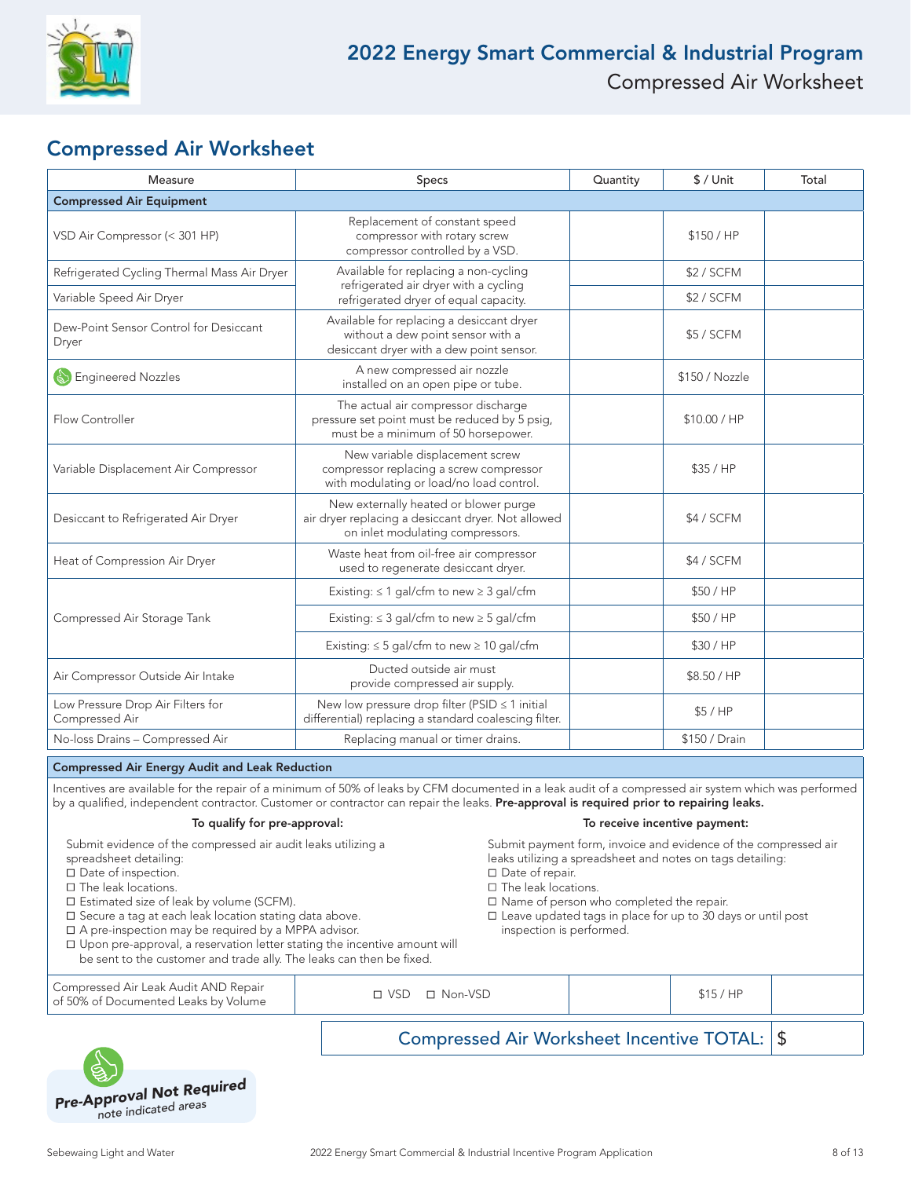# 2022 Energy Smart Commercial & Industrial Program

Compressed Air Worksheet

## Compressed Air Worksheet

| Measure | Specs | Quantity | $ / Unit | Total |
|---|---|---|---|---|
| **Compressed Air Equipment** | | | | |
| VSD Air Compressor (< 301 HP) | Replacement of constant speed compressor with rotary screw compressor controlled by a VSD. | | $150 / HP | |
| Refrigerated Cycling Thermal Mass Air Dryer | Available for replacing a non-cycling refrigerated air dryer with a cycling refrigerated dryer of equal capacity. | | $2 / SCFM | |
| Variable Speed Air Dryer | | | $2 / SCFM | |
| Dew-Point Sensor Control for Desiccant Dryer | Available for replacing a desiccant dryer without a dew point sensor with a desiccant dryer with a dew point sensor. | | $5 / SCFM | |
| Engineered Nozzles | A new compressed air nozzle installed on an open pipe or tube. | | $150 / Nozzle | |
| Flow Controller | The actual air compressor discharge pressure set point must be reduced by 5 psig, must be a minimum of 50 horsepower. | | $10.00 / HP | |
| Variable Displacement Air Compressor | New variable displacement screw compressor replacing a screw compressor with modulating or load/no load control. | | $35 / HP | |
| Desiccant to Refrigerated Air Dryer | New externally heated or blower purge air dryer replacing a desiccant dryer. Not allowed on inlet modulating compressors. | | $4 / SCFM | |
| Heat of Compression Air Dryer | Waste heat from oil-free air compressor used to regenerate desiccant dryer. | | $4 / SCFM | |
| Compressed Air Storage Tank | Existing: ≤ 1 gal/cfm to new ≥ 3 gal/cfm | | $50 / HP | |
| | Existing: ≤ 3 gal/cfm to new ≥ 5 gal/cfm | | $50 / HP | |
| | Existing: ≤ 5 gal/cfm to new ≥ 10 gal/cfm | | $30 / HP | |
| Air Compressor Outside Air Intake | Ducted outside air must provide compressed air supply. | | $8.50 / HP | |
| Low Pressure Drop Air Filters for Compressed Air | New low pressure drop filter (PSID ≤ 1 initial differential) replacing a standard coalescing filter. | | $5 / HP | |
| No-loss Drains – Compressed Air | Replacing manual or timer drains. | | $150 / Drain | |

### Compressed Air Energy Audit and Leak Reduction

Incentives are available for the repair of a minimum of 50% of leaks by CFM documented in a leak audit of a compressed air system which was performed by a qualified, independent contractor. Customer or contractor can repair the leaks. **Pre-approval is required prior to repairing leaks.**

**To qualify for pre-approval:**

Submit evidence of the compressed air audit leaks utilizing a spreadsheet detailing:

- ☐ Date of inspection.
- ☐ The leak locations.
- ☐ Estimated size of leak by volume (SCFM).
- ☐ Secure a tag at each leak location stating data above.
- ☐ A pre-inspection may be required by a MPPA advisor.
- ☐ Upon pre-approval, a reservation letter stating the incentive amount will be sent to the customer and trade ally. The leaks can then be fixed.

**To receive incentive payment:**

Submit payment form, invoice and evidence of the compressed air leaks utilizing a spreadsheet and notes on tags detailing:

- ☐ Date of repair.
- ☐ The leak locations.
- ☐ Name of person who completed the repair.
- ☐ Leave updated tags in place for up to 30 days or until post inspection is performed.

| Measure | Specs | Quantity | $ / Unit | Total |
|---|---|---|---|---|
| Compressed Air Leak Audit AND Repair of 50% of Documented Leaks by Volume | ☐ VSD ☐ Non-VSD | | $15 / HP | |

**Compressed Air Worksheet Incentive TOTAL:** $

**Pre-Approval Not Required** — note indicated areas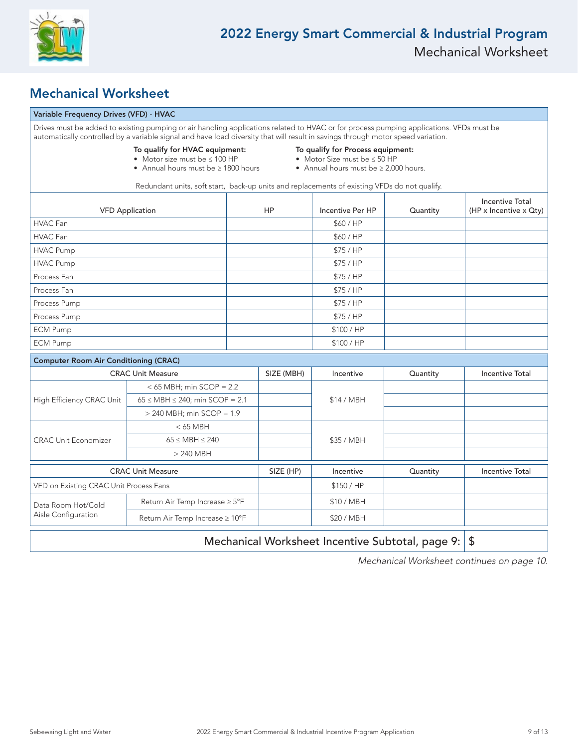## Mechanical Worksheet

**Variable Frequency Drives (VFD) - HVAC**

Drives must be added to existing pumping or air handling applications related to HVAC or for process pumping applications. VFDs must be automatically controlled by a variable signal and have load diversity that will result in savings through motor speed variation.

**To qualify for HVAC equipment:**

- Motor size must be ≤ 100 HP
- Annual hours must be ≥ 1800 hours

**To qualify for Process equipment:**

- Motor Size must be ≤ 50 HP
- Annual hours must be ≥ 2,000 hours.

Redundant units, soft start, back-up units and replacements of existing VFDs do not qualify.

| VFD Application | HP | Incentive Per HP | Quantity | Incentive Total (HP x Incentive x Qty) |
|---|---|---|---|---|
| HVAC Fan | | $60 / HP | | |
| HVAC Fan | | $60 / HP | | |
| HVAC Pump | | $75 / HP | | |
| HVAC Pump | | $75 / HP | | |
| Process Fan | | $75 / HP | | |
| Process Fan | | $75 / HP | | |
| Process Pump | | $75 / HP | | |
| Process Pump | | $75 / HP | | |
| ECM Pump | | $100 / HP | | |
| ECM Pump | | $100 / HP | | |

**Computer Room Air Conditioning (CRAC)**

| CRAC Unit Measure | | SIZE (MBH) | Incentive | Quantity | Incentive Total |
|---|---|---|---|---|---|
| High Efficiency CRAC Unit | < 65 MBH; min SCOP = 2.2 | | $14 / MBH | | |
| | 65 ≤ MBH ≤ 240; min SCOP = 2.1 | | | | |
| | > 240 MBH; min SCOP = 1.9 | | | | |
| CRAC Unit Economizer | < 65 MBH | | $35 / MBH | | |
| | 65 ≤ MBH ≤ 240 | | | | |
| | > 240 MBH | | | | |

| CRAC Unit Measure | | SIZE (HP) | Incentive | Quantity | Incentive Total |
|---|---|---|---|---|---|
| VFD on Existing CRAC Unit Process Fans | | | $150 / HP | | |
| Data Room Hot/Cold Aisle Configuration | Return Air Temp Increase ≥ 5°F | | $10 / MBH | | |
| | Return Air Temp Increase ≥ 10°F | | $20 / MBH | | |

| Mechanical Worksheet Incentive Subtotal, page 9: | $ |
|---|---|

*Mechanical Worksheet continues on page 10.*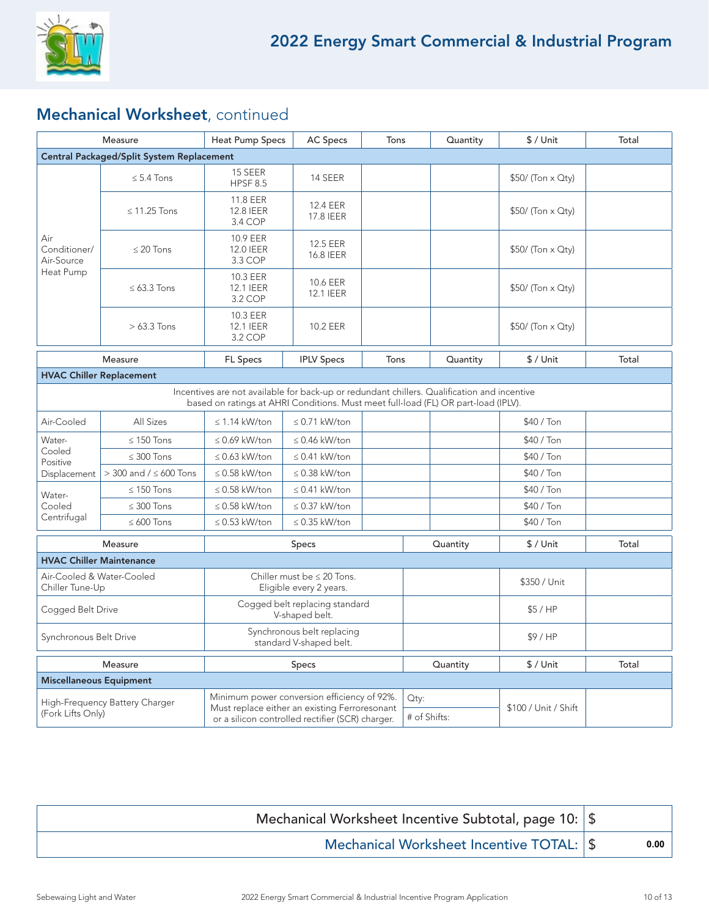# 2022 Energy Smart Commercial & Industrial Program

## Mechanical Worksheet, continued

| Measure | | Heat Pump Specs | AC Specs | Tons | Quantity | $ / Unit | Total |
|---|---|---|---|---|---|---|---|
| **Central Packaged/Split System Replacement** | | | | | | | |
| Air Conditioner/ Air-Source Heat Pump | ≤ 5.4 Tons | 15 SEER HPSF 8.5 | 14 SEER | | | $50/ (Ton x Qty) | |
| | ≤ 11.25 Tons | 11.8 EER 12.8 IEER 3.4 COP | 12.4 EER 17.8 IEER | | | $50/ (Ton x Qty) | |
| | ≤ 20 Tons | 10.9 EER 12.0 IEER 3.3 COP | 12.5 EER 16.8 IEER | | | $50/ (Ton x Qty) | |
| | ≤ 63.3 Tons | 10.3 EER 12.1 IEER 3.2 COP | 10.6 EER 12.1 IEER | | | $50/ (Ton x Qty) | |
| | > 63.3 Tons | 10.3 EER 12.1 IEER 3.2 COP | 10.2 EER | | | $50/ (Ton x Qty) | |

| Measure | | FL Specs | IPLV Specs | Tons | Quantity | $ / Unit | Total |
|---|---|---|---|---|---|---|---|
| **HVAC Chiller Replacement** | | | | | | | |
| Incentives are not available for back-up or redundant chillers. Qualification and incentive based on ratings at AHRI Conditions. Must meet full-load (FL) OR part-load (IPLV). | | | | | | | |
| Air-Cooled | All Sizes | ≤ 1.14 kW/ton | ≤ 0.71 kW/ton | | | $40 / Ton | |
| Water-Cooled Positive Displacement | ≤ 150 Tons | ≤ 0.69 kW/ton | ≤ 0.46 kW/ton | | | $40 / Ton | |
| | ≤ 300 Tons | ≤ 0.63 kW/ton | ≤ 0.41 kW/ton | | | $40 / Ton | |
| | > 300 and / ≤ 600 Tons | ≤ 0.58 kW/ton | ≤ 0.38 kW/ton | | | $40 / Ton | |
| Water-Cooled Centrifugal | ≤ 150 Tons | ≤ 0.58 kW/ton | ≤ 0.41 kW/ton | | | $40 / Ton | |
| | ≤ 300 Tons | ≤ 0.58 kW/ton | ≤ 0.37 kW/ton | | | $40 / Ton | |
| | ≤ 600 Tons | ≤ 0.53 kW/ton | ≤ 0.35 kW/ton | | | $40 / Ton | |

| Measure | Specs | Quantity | $ / Unit | Total |
|---|---|---|---|---|
| **HVAC Chiller Maintenance** | | | | |
| Air-Cooled & Water-Cooled Chiller Tune-Up | Chiller must be ≤ 20 Tons. Eligible every 2 years. | | $350 / Unit | |
| Cogged Belt Drive | Cogged belt replacing standard V-shaped belt. | | $5 / HP | |
| Synchronous Belt Drive | Synchronous belt replacing standard V-shaped belt. | | $9 / HP | |

| Measure | Specs | Quantity | $ / Unit | Total |
|---|---|---|---|---|
| **Miscellaneous Equipment** | | | | |
| High-Frequency Battery Charger (Fork Lifts Only) | Minimum power conversion efficiency of 92%. Must replace either an existing Ferroresonant or a silicon controlled rectifier (SCR) charger. | Qty: <br> # of Shifts: | $100 / Unit / Shift | |

| | |
|---|---|
| Mechanical Worksheet Incentive Subtotal, page 10: | $ |
| Mechanical Worksheet Incentive TOTAL: | $ 0.00 |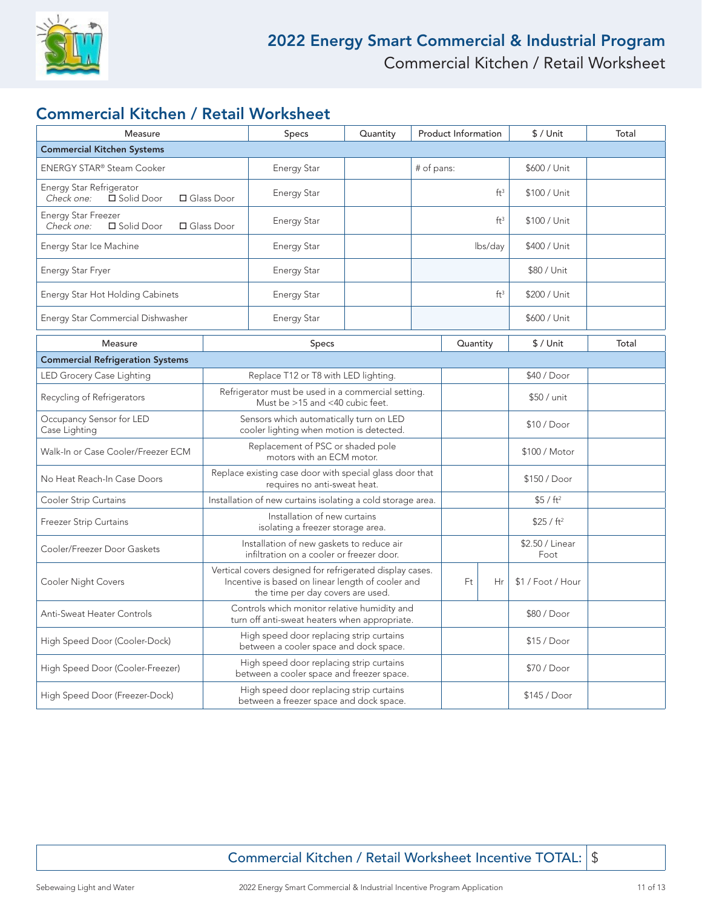# 2022 Energy Smart Commercial & Industrial Program

Commercial Kitchen / Retail Worksheet

## Commercial Kitchen / Retail Worksheet

| Measure | Specs | Quantity | Product Information | $ / Unit | Total |
|---|---|---|---|---|---|
| **Commercial Kitchen Systems** | | | | | |
| ENERGY STAR® Steam Cooker | Energy Star | | # of pans: | $600 / Unit | |
| Energy Star Refrigerator *Check one:* ☐ Solid Door ☐ Glass Door | Energy Star | | $ft^3$ | $100 / Unit | |
| Energy Star Freezer *Check one:* ☐ Solid Door ☐ Glass Door | Energy Star | | $ft^3$ | $100 / Unit | |
| Energy Star Ice Machine | Energy Star | | lbs/day | $400 / Unit | |
| Energy Star Fryer | Energy Star | | | $80 / Unit | |
| Energy Star Hot Holding Cabinets | Energy Star | | $ft^3$ | $200 / Unit | |
| Energy Star Commercial Dishwasher | Energy Star | | | $600 / Unit | |

| Measure | Specs | Quantity | | $ / Unit | Total |
|---|---|---|---|---|---|
| **Commercial Refrigeration Systems** | | | | | |
| LED Grocery Case Lighting | Replace T12 or T8 with LED lighting. | | | $40 / Door | |
| Recycling of Refrigerators | Refrigerator must be used in a commercial setting. Must be >15 and <40 cubic feet. | | | $50 / unit | |
| Occupancy Sensor for LED Case Lighting | Sensors which automatically turn on LED cooler lighting when motion is detected. | | | $10 / Door | |
| Walk-In or Case Cooler/Freezer ECM | Replacement of PSC or shaded pole motors with an ECM motor. | | | $100 / Motor | |
| No Heat Reach-In Case Doors | Replace existing case door with special glass door that requires no anti-sweat heat. | | | $150 / Door | |
| Cooler Strip Curtains | Installation of new curtains isolating a cold storage area. | | | $5 / $ft^2$ | |
| Freezer Strip Curtains | Installation of new curtains isolating a freezer storage area. | | | $25 / $ft^2$ | |
| Cooler/Freezer Door Gaskets | Installation of new gaskets to reduce air infiltration on a cooler or freezer door. | | | $2.50 / Linear Foot | |
| Cooler Night Covers | Vertical covers designed for refrigerated display cases. Incentive is based on linear length of cooler and the time per day covers are used. | Ft | Hr | $1 / Foot / Hour | |
| Anti-Sweat Heater Controls | Controls which monitor relative humidity and turn off anti-sweat heaters when appropriate. | | | $80 / Door | |
| High Speed Door (Cooler-Dock) | High speed door replacing strip curtains between a cooler space and dock space. | | | $15 / Door | |
| High Speed Door (Cooler-Freezer) | High speed door replacing strip curtains between a cooler space and freezer space. | | | $70 / Door | |
| High Speed Door (Freezer-Dock) | High speed door replacing strip curtains between a freezer space and dock space. | | | $145 / Door | |

| Commercial Kitchen / Retail Worksheet Incentive TOTAL: | $ |
|---|---|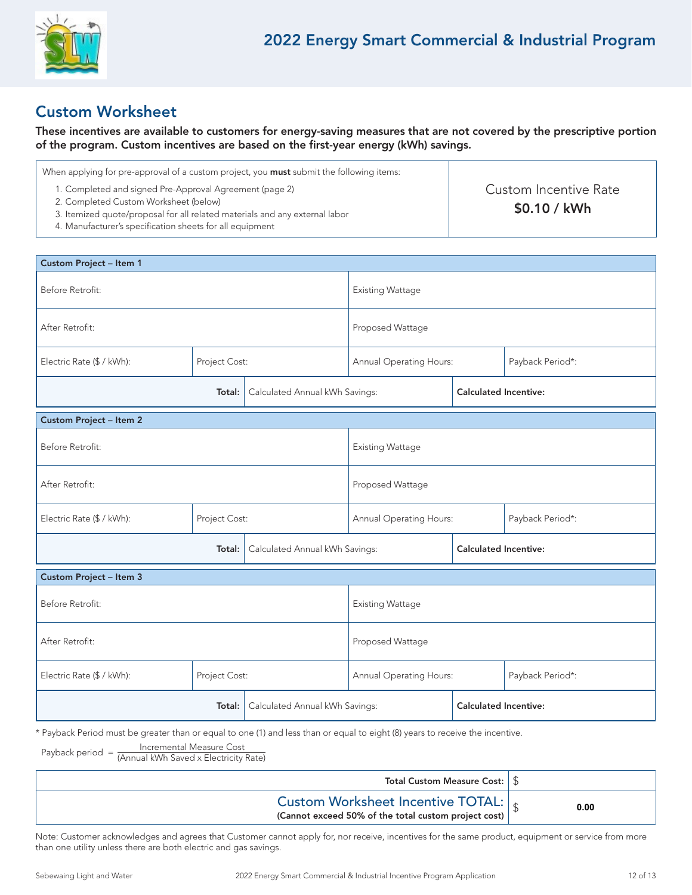# 2022 Energy Smart Commercial & Industrial Program

## Custom Worksheet

**These incentives are available to customers for energy-saving measures that are not covered by the prescriptive portion of the program. Custom incentives are based on the first-year energy (kWh) savings.**

| When applying for pre-approval of a custom project, you **must** submit the following items: 1. Completed and signed Pre-Approval Agreement (page 2) 2. Completed Custom Worksheet (below) 3. Itemized quote/proposal for all related materials and any external labor 4. Manufacturer's specification sheets for all equipment | Custom Incentive Rate **$0.10 / kWh** |
|---|---|

| **Custom Project – Item 1** | | | |
|---|---|---|---|
| Before Retrofit: | | Existing Wattage | |
| After Retrofit: | | Proposed Wattage | |
| Electric Rate ($ / kWh): | Project Cost: | Annual Operating Hours: | Payback Period*: |
| **Total:** | Calculated Annual kWh Savings: | **Calculated Incentive:** | |

| **Custom Project – Item 2** | | | |
|---|---|---|---|
| Before Retrofit: | | Existing Wattage | |
| After Retrofit: | | Proposed Wattage | |
| Electric Rate ($ / kWh): | Project Cost: | Annual Operating Hours: | Payback Period*: |
| **Total:** | Calculated Annual kWh Savings: | **Calculated Incentive:** | |

| **Custom Project – Item 3** | | | |
|---|---|---|---|
| Before Retrofit: | | Existing Wattage | |
| After Retrofit: | | Proposed Wattage | |
| Electric Rate ($ / kWh): | Project Cost: | Annual Operating Hours: | Payback Period*: |
| **Total:** | Calculated Annual kWh Savings: | **Calculated Incentive:** | |

* Payback Period must be greater than or equal to one (1) and less than or equal to eight (8) years to receive the incentive.

$$\text{Payback period} = \frac{\text{Incremental Measure Cost}}{(\text{Annual kWh Saved} \times \text{Electricity Rate})}$$

| | |
|---|---|
| **Total Custom Measure Cost:** | $ |
| Custom Worksheet Incentive TOTAL: **(Cannot exceed 50% of the total custom project cost)** | $ **0.00** |

Note: Customer acknowledges and agrees that Customer cannot apply for, nor receive, incentives for the same product, equipment or service from more than one utility unless there are both electric and gas savings.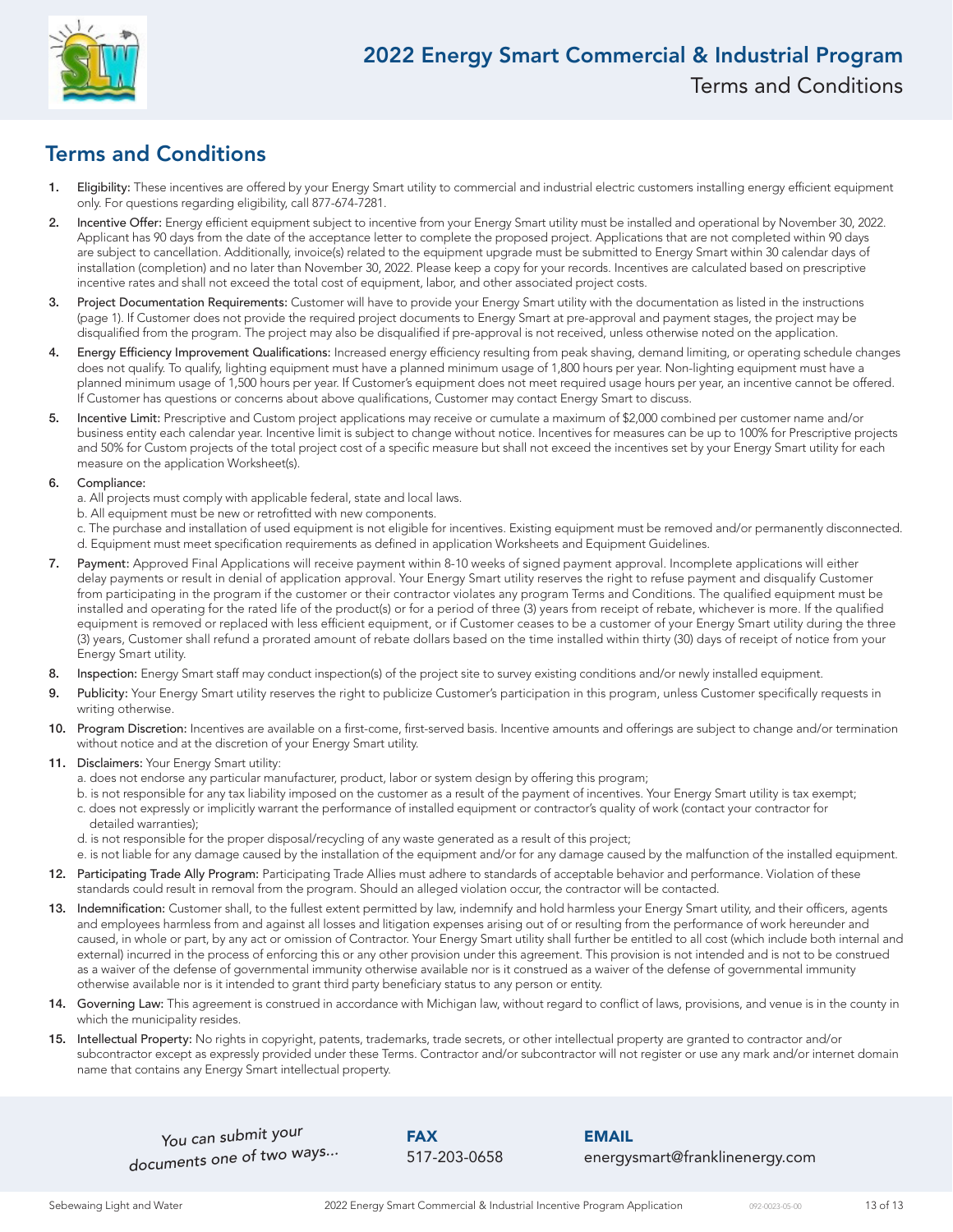# 2022 Energy Smart Commercial & Industrial Program

Terms and Conditions

## Terms and Conditions

1. **Eligibility:** These incentives are offered by your Energy Smart utility to commercial and industrial electric customers installing energy efficient equipment only. For questions regarding eligibility, call 877-674-7281.

2. **Incentive Offer:** Energy efficient equipment subject to incentive from your Energy Smart utility must be installed and operational by November 30, 2022. Applicant has 90 days from the date of the acceptance letter to complete the proposed project. Applications that are not completed within 90 days are subject to cancellation. Additionally, invoice(s) related to the equipment upgrade must be submitted to Energy Smart within 30 calendar days of installation (completion) and no later than November 30, 2022. Please keep a copy for your records. Incentives are calculated based on prescriptive incentive rates and shall not exceed the total cost of equipment, labor, and other associated project costs.

3. **Project Documentation Requirements:** Customer will have to provide your Energy Smart utility with the documentation as listed in the instructions (page 1). If Customer does not provide the required project documents to Energy Smart at pre-approval and payment stages, the project may be disqualified from the program. The project may also be disqualified if pre-approval is not received, unless otherwise noted on the application.

4. **Energy Efficiency Improvement Qualifications:** Increased energy efficiency resulting from peak shaving, demand limiting, or operating schedule changes does not qualify. To qualify, lighting equipment must have a planned minimum usage of 1,800 hours per year. Non-lighting equipment must have a planned minimum usage of 1,500 hours per year. If Customer's equipment does not meet required usage hours per year, an incentive cannot be offered. If Customer has questions or concerns about above qualifications, Customer may contact Energy Smart to discuss.

5. **Incentive Limit:** Prescriptive and Custom project applications may receive or cumulate a maximum of $2,000 combined per customer name and/or business entity each calendar year. Incentive limit is subject to change without notice. Incentives for measures can be up to 100% for Prescriptive projects and 50% for Custom projects of the total project cost of a specific measure but shall not exceed the incentives set by your Energy Smart utility for each measure on the application Worksheet(s).

6. **Compliance:**
   a. All projects must comply with applicable federal, state and local laws.
   b. All equipment must be new or retrofitted with new components.
   c. The purchase and installation of used equipment is not eligible for incentives. Existing equipment must be removed and/or permanently disconnected.
   d. Equipment must meet specification requirements as defined in application Worksheets and Equipment Guidelines.

7. **Payment:** Approved Final Applications will receive payment within 8-10 weeks of signed payment approval. Incomplete applications will either delay payments or result in denial of application approval. Your Energy Smart utility reserves the right to refuse payment and disqualify Customer from participating in the program if the customer or their contractor violates any program Terms and Conditions. The qualified equipment must be installed and operating for the rated life of the product(s) or for a period of three (3) years from receipt of rebate, whichever is more. If the qualified equipment is removed or replaced with less efficient equipment, or if Customer ceases to be a customer of your Energy Smart utility during the three (3) years, Customer shall refund a prorated amount of rebate dollars based on the time installed within thirty (30) days of receipt of notice from your Energy Smart utility.

8. **Inspection:** Energy Smart staff may conduct inspection(s) of the project site to survey existing conditions and/or newly installed equipment.

9. **Publicity:** Your Energy Smart utility reserves the right to publicize Customer's participation in this program, unless Customer specifically requests in writing otherwise.

10. **Program Discretion:** Incentives are available on a first-come, first-served basis. Incentive amounts and offerings are subject to change and/or termination without notice and at the discretion of your Energy Smart utility.

11. **Disclaimers:** Your Energy Smart utility:
    a. does not endorse any particular manufacturer, product, labor or system design by offering this program;
    b. is not responsible for any tax liability imposed on the customer as a result of the payment of incentives. Your Energy Smart utility is tax exempt;
    c. does not expressly or implicitly warrant the performance of installed equipment or contractor's quality of work (contact your contractor for detailed warranties);
    d. is not responsible for the proper disposal/recycling of any waste generated as a result of this project;
    e. is not liable for any damage caused by the installation of the equipment and/or for any damage caused by the malfunction of the installed equipment.

12. **Participating Trade Ally Program:** Participating Trade Allies must adhere to standards of acceptable behavior and performance. Violation of these standards could result in removal from the program. Should an alleged violation occur, the contractor will be contacted.

13. **Indemnification:** Customer shall, to the fullest extent permitted by law, indemnify and hold harmless your Energy Smart utility, and their officers, agents and employees harmless from and against all losses and litigation expenses arising out of or resulting from the performance of work hereunder and caused, in whole or part, by any act or omission of Contractor. Your Energy Smart utility shall further be entitled to all cost (which include both internal and external) incurred in the process of enforcing this or any other provision under this agreement. This provision is not intended and is not to be construed as a waiver of the defense of governmental immunity otherwise available nor is it construed as a waiver of the defense of governmental immunity otherwise available nor is it intended to grant third party beneficiary status to any person or entity.

14. **Governing Law:** This agreement is construed in accordance with Michigan law, without regard to conflict of laws, provisions, and venue is in the county in which the municipality resides.

15. **Intellectual Property:** No rights in copyright, patents, trademarks, trade secrets, or other intellectual property are granted to contractor and/or subcontractor except as expressly provided under these Terms. Contractor and/or subcontractor will not register or use any mark and/or internet domain name that contains any Energy Smart intellectual property.

*You can submit your documents one of two ways...*

**FAX**
517-203-0658

**EMAIL**
energysmart@franklinenergy.com